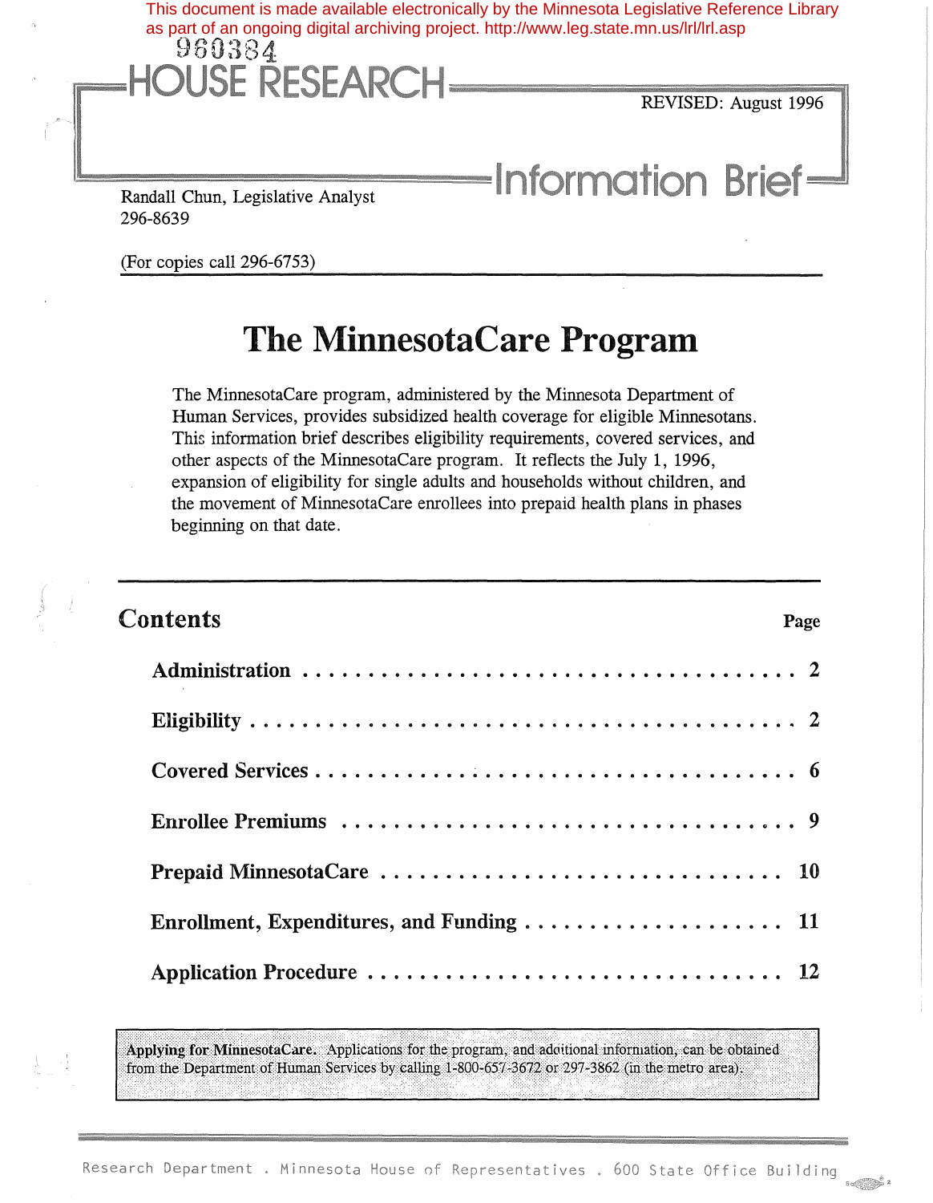This document is made available electronically by the Minnesota Legislative Reference Library as part of an ongoing digital archiving project. http://www.leg.state.mn.us/lrl/lrl.asp

960384

# HOUSE RESEARCH

REVISED: August 1996

**Information Brief**

Randall Chun, Legislative Analyst
296-8639

(For copies call 296-6753)

# The MinnesotaCare Program

The MinnesotaCare program, administered by the Minnesota Department of Human Services, provides subsidized health coverage for eligible Minnesotans. This information brief describes eligibility requirements, covered services, and other aspects of the MinnesotaCare program. It reflects the July 1, 1996, expansion of eligibility for single adults and households without children, and the movement of MinnesotaCare enrollees into prepaid health plans in phases beginning on that date.

## Contents

| | Page |
|---|---|
| **Administration** | 2 |
| **Eligibility** | 2 |
| **Covered Services** | 6 |
| **Enrollee Premiums** | 9 |
| **Prepaid MinnesotaCare** | 10 |
| **Enrollment, Expenditures, and Funding** | 11 |
| **Application Procedure** | 12 |

**Applying for MinnesotaCare.** Applications for the program, and additional information, can be obtained from the Department of Human Services by calling 1-800-657-3672 or 297-3862 (in the metro area).

Research Department . Minnesota House of Representatives . 600 State Office Building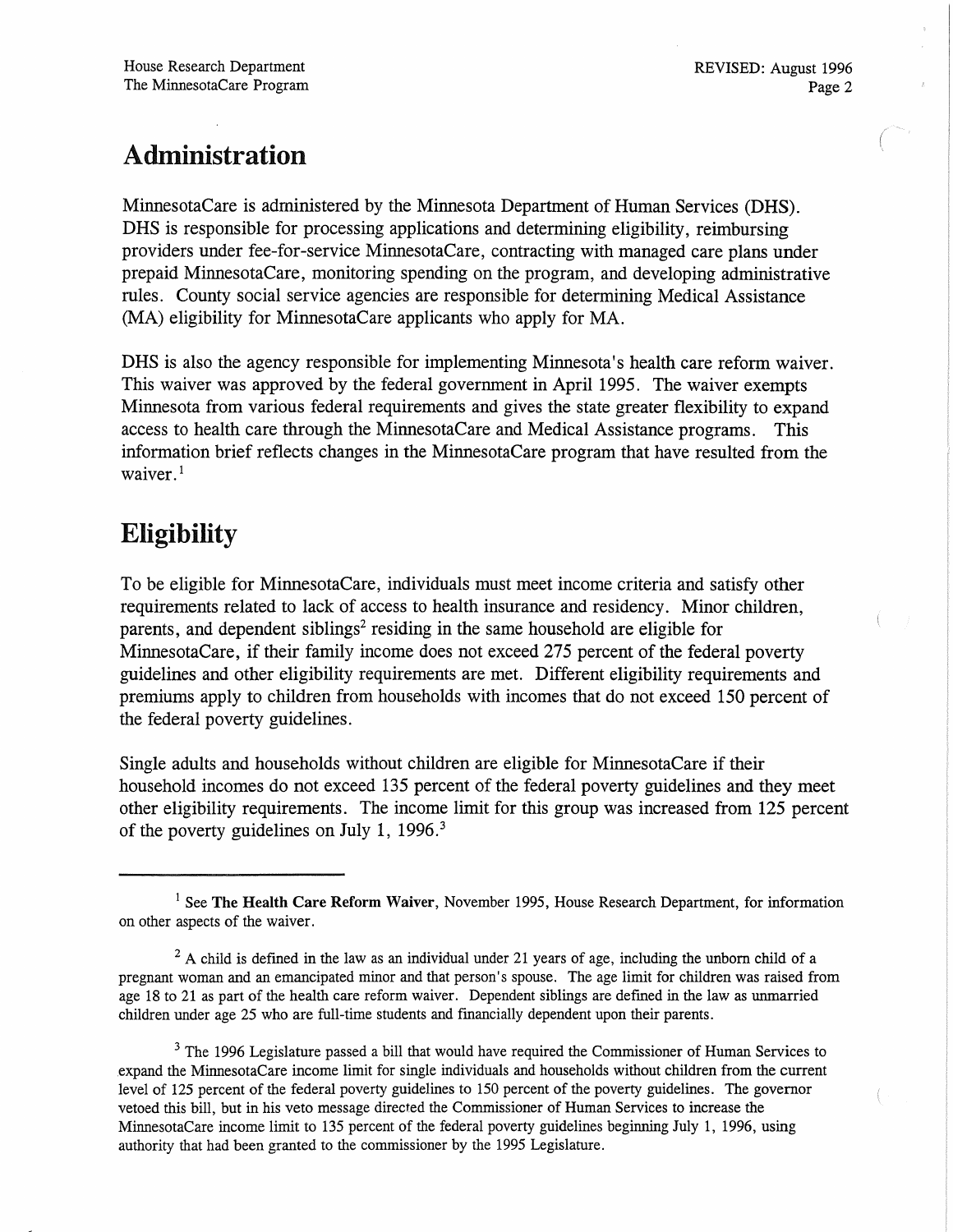## Administration

MinnesotaCare is administered by the Minnesota Department of Human Services (DHS). DHS is responsible for processing applications and determining eligibility, reimbursing providers under fee-for-service MinnesotaCare, contracting with managed care plans under prepaid MinnesotaCare, monitoring spending on the program, and developing administrative rules. County social service agencies are responsible for determining Medical Assistance (MA) eligibility for MinnesotaCare applicants who apply for MA.

DHS is also the agency responsible for implementing Minnesota's health care reform waiver. This waiver was approved by the federal government in April 1995. The waiver exempts Minnesota from various federal requirements and gives the state greater flexibility to expand access to health care through the MinnesotaCare and Medical Assistance programs. This information brief reflects changes in the MinnesotaCare program that have resulted from the waiver.[1]

## Eligibility

To be eligible for MinnesotaCare, individuals must meet income criteria and satisfy other requirements related to lack of access to health insurance and residency. Minor children, parents, and dependent siblings[2] residing in the same household are eligible for MinnesotaCare, if their family income does not exceed 275 percent of the federal poverty guidelines and other eligibility requirements are met. Different eligibility requirements and premiums apply to children from households with incomes that do not exceed 150 percent of the federal poverty guidelines.

Single adults and households without children are eligible for MinnesotaCare if their household incomes do not exceed 135 percent of the federal poverty guidelines and they meet other eligibility requirements. The income limit for this group was increased from 125 percent of the poverty guidelines on July 1, 1996.[3]

---

[1] See **The Health Care Reform Waiver**, November 1995, House Research Department, for information on other aspects of the waiver.

[2] A child is defined in the law as an individual under 21 years of age, including the unborn child of a pregnant woman and an emancipated minor and that person's spouse. The age limit for children was raised from age 18 to 21 as part of the health care reform waiver. Dependent siblings are defined in the law as unmarried children under age 25 who are full-time students and financially dependent upon their parents.

[3] The 1996 Legislature passed a bill that would have required the Commissioner of Human Services to expand the MinnesotaCare income limit for single individuals and households without children from the current level of 125 percent of the federal poverty guidelines to 150 percent of the poverty guidelines. The governor vetoed this bill, but in his veto message directed the Commissioner of Human Services to increase the MinnesotaCare income limit to 135 percent of the federal poverty guidelines beginning July 1, 1996, using authority that had been granted to the commissioner by the 1995 Legislature.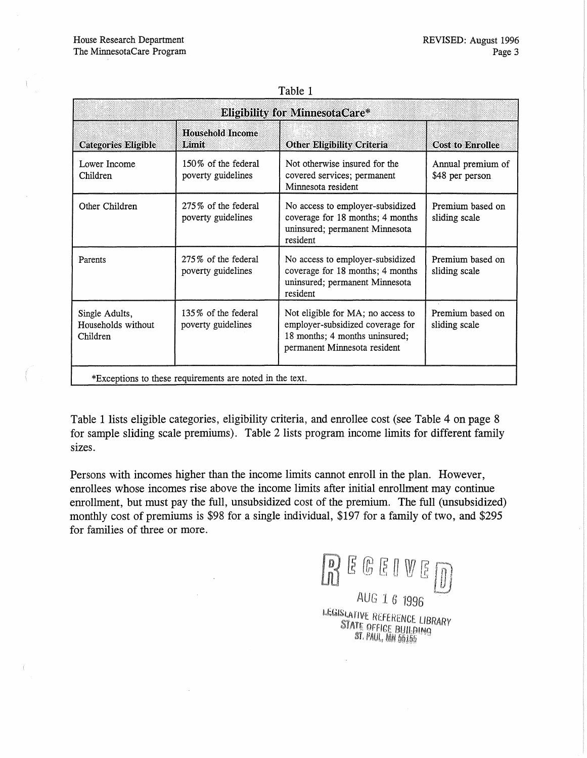Table 1

| Eligibility for MinnesotaCare* | | | |
|---|---|---|---|
| **Categories Eligible** | **Household Income Limit** | **Other Eligibility Criteria** | **Cost to Enrollee** |
| Lower Income Children | 150% of the federal poverty guidelines | Not otherwise insured for the covered services; permanent Minnesota resident | Annual premium of $48 per person |
| Other Children | 275% of the federal poverty guidelines | No access to employer-subsidized coverage for 18 months; 4 months uninsured; permanent Minnesota resident | Premium based on sliding scale |
| Parents | 275% of the federal poverty guidelines | No access to employer-subsidized coverage for 18 months; 4 months uninsured; permanent Minnesota resident | Premium based on sliding scale |
| Single Adults, Households without Children | 135% of the federal poverty guidelines | Not eligible for MA; no access to employer-subsidized coverage for 18 months; 4 months uninsured; permanent Minnesota resident | Premium based on sliding scale |
| *Exceptions to these requirements are noted in the text. | | | |

Table 1 lists eligible categories, eligibility criteria, and enrollee cost (see Table 4 on page 8 for sample sliding scale premiums). Table 2 lists program income limits for different family sizes.

Persons with incomes higher than the income limits cannot enroll in the plan. However, enrollees whose incomes rise above the income limits after initial enrollment may continue enrollment, but must pay the full, unsubsidized cost of the premium. The full (unsubsidized) monthly cost of premiums is $98 for a single individual, $197 for a family of two, and $295 for families of three or more.

RECEIVED
AUG 16 1996
LEGISLATIVE REFERENCE LIBRARY
STATE OFFICE BUILDING
ST. PAUL, MN 55155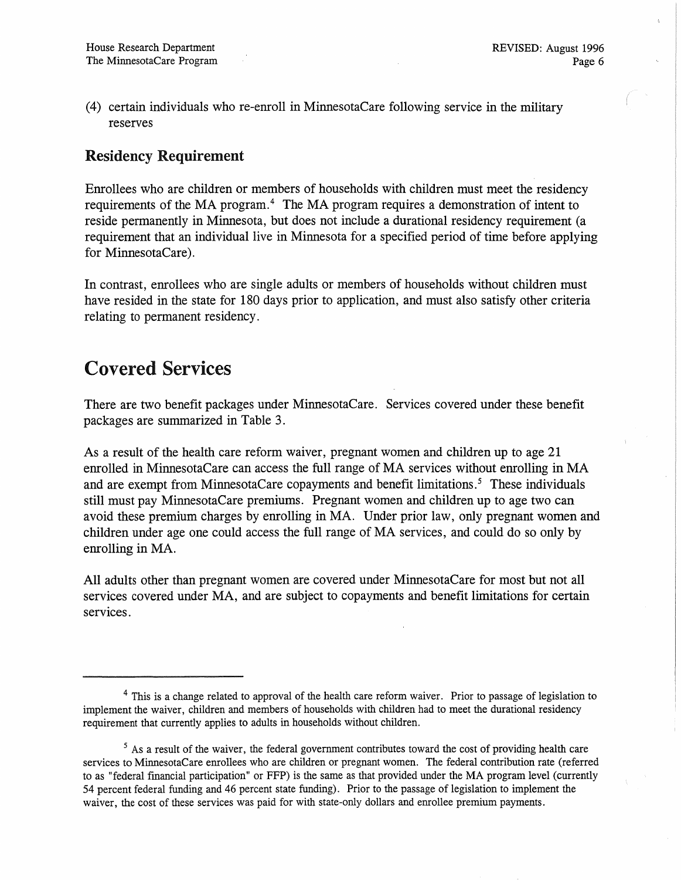(4) certain individuals who re-enroll in MinnesotaCare following service in the military reserves

### Residency Requirement

Enrollees who are children or members of households with children must meet the residency requirements of the MA program.[4] The MA program requires a demonstration of intent to reside permanently in Minnesota, but does not include a durational residency requirement (a requirement that an individual live in Minnesota for a specified period of time before applying for MinnesotaCare).

In contrast, enrollees who are single adults or members of households without children must have resided in the state for 180 days prior to application, and must also satisfy other criteria relating to permanent residency.

## Covered Services

There are two benefit packages under MinnesotaCare. Services covered under these benefit packages are summarized in Table 3.

As a result of the health care reform waiver, pregnant women and children up to age 21 enrolled in MinnesotaCare can access the full range of MA services without enrolling in MA and are exempt from MinnesotaCare copayments and benefit limitations.[5] These individuals still must pay MinnesotaCare premiums. Pregnant women and children up to age two can avoid these premium charges by enrolling in MA. Under prior law, only pregnant women and children under age one could access the full range of MA services, and could do so only by enrolling in MA.

All adults other than pregnant women are covered under MinnesotaCare for most but not all services covered under MA, and are subject to copayments and benefit limitations for certain services.

---

[4] This is a change related to approval of the health care reform waiver. Prior to passage of legislation to implement the waiver, children and members of households with children had to meet the durational residency requirement that currently applies to adults in households without children.

[5] As a result of the waiver, the federal government contributes toward the cost of providing health care services to MinnesotaCare enrollees who are children or pregnant women. The federal contribution rate (referred to as "federal financial participation" or FFP) is the same as that provided under the MA program level (currently 54 percent federal funding and 46 percent state funding). Prior to the passage of legislation to implement the waiver, the cost of these services was paid for with state-only dollars and enrollee premium payments.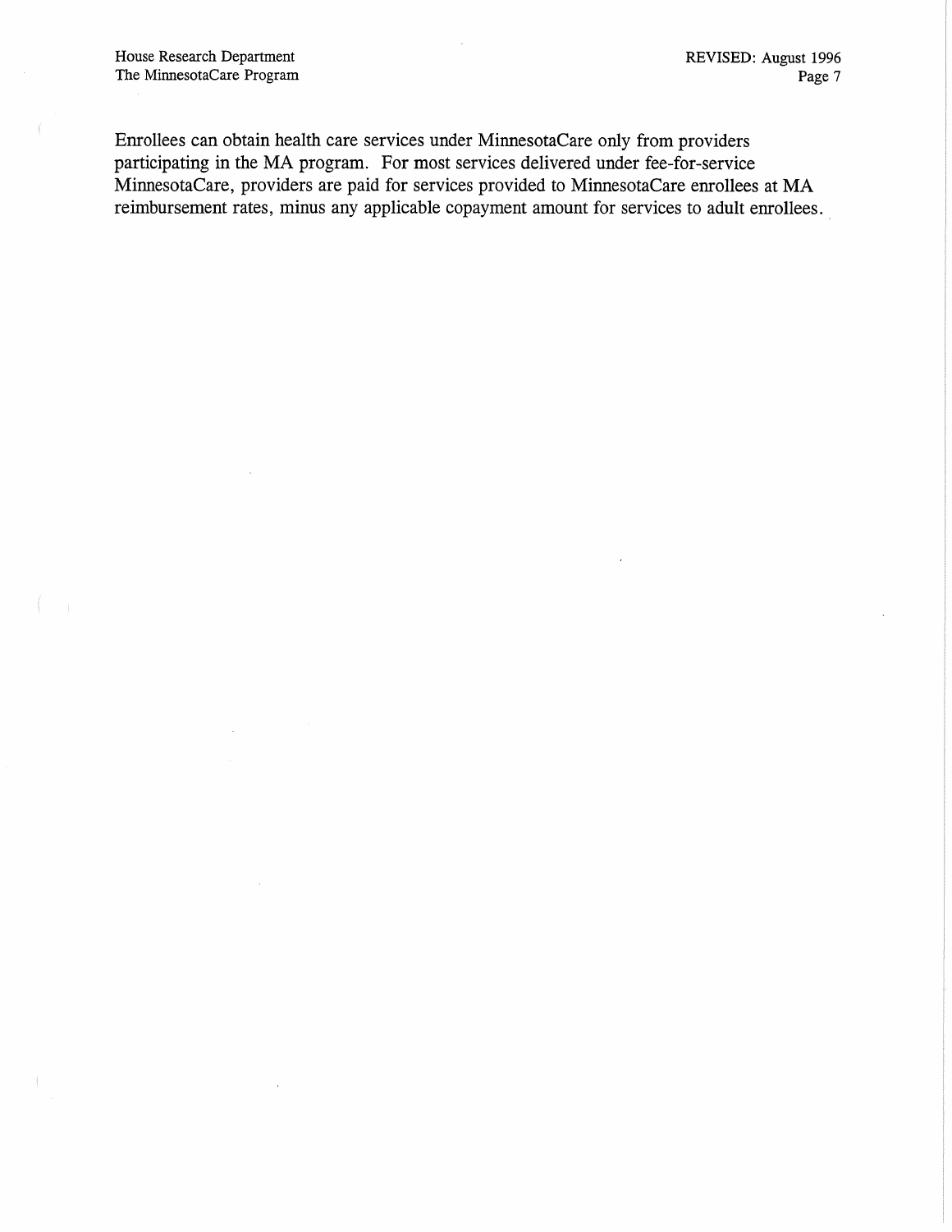Enrollees can obtain health care services under MinnesotaCare only from providers participating in the MA program. For most services delivered under fee-for-service MinnesotaCare, providers are paid for services provided to MinnesotaCare enrollees at MA reimbursement rates, minus any applicable copayment amount for services to adult enrollees.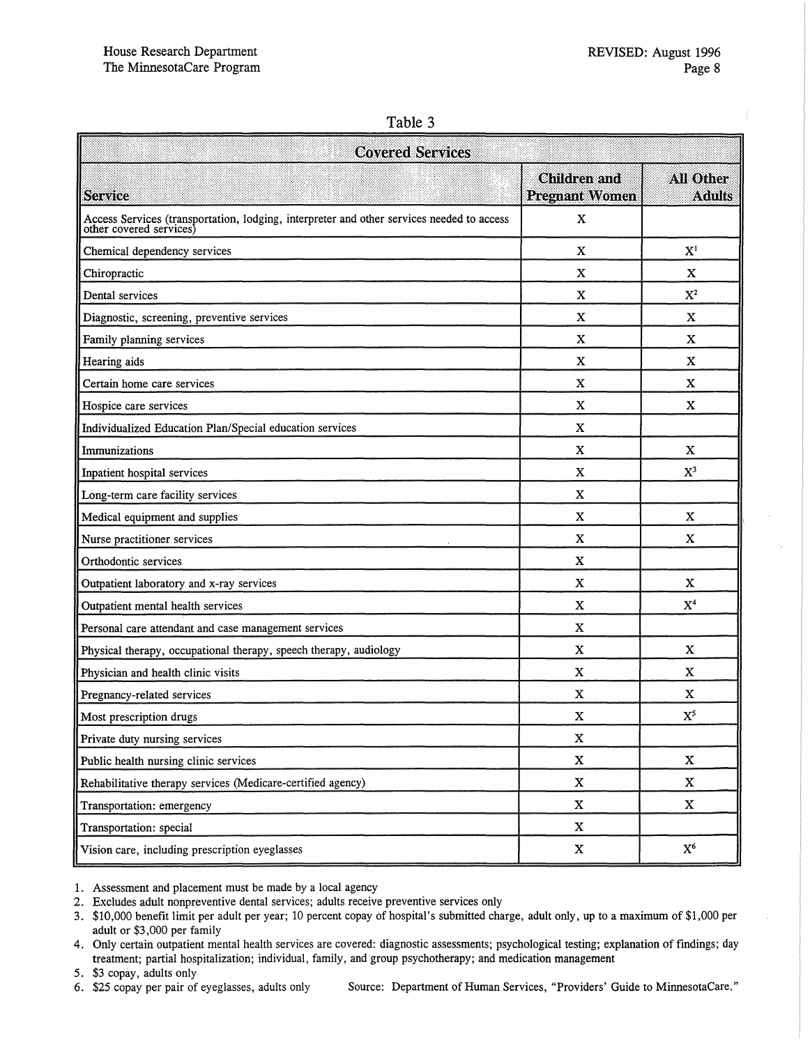Table 3

| Covered Services | | |
|---|---|---|
| **Service** | **Children and Pregnant Women** | **All Other Adults** |
| Access Services (transportation, lodging, interpreter and other services needed to access other covered services) | X | |
| Chemical dependency services | X | X[1] |
| Chiropractic | X | X |
| Dental services | X | X[2] |
| Diagnostic, screening, preventive services | X | X |
| Family planning services | X | X |
| Hearing aids | X | X |
| Certain home care services | X | X |
| Hospice care services | X | X |
| Individualized Education Plan/Special education services | X | |
| Immunizations | X | X |
| Inpatient hospital services | X | X[3] |
| Long-term care facility services | X | |
| Medical equipment and supplies | X | X |
| Nurse practitioner services | X | X |
| Orthodontic services | X | |
| Outpatient laboratory and x-ray services | X | X |
| Outpatient mental health services | X | X[4] |
| Personal care attendant and case management services | X | |
| Physical therapy, occupational therapy, speech therapy, audiology | X | X |
| Physician and health clinic visits | X | X |
| Pregnancy-related services | X | X |
| Most prescription drugs | X | X[5] |
| Private duty nursing services | X | |
| Public health nursing clinic services | X | X |
| Rehabilitative therapy services (Medicare-certified agency) | X | X |
| Transportation: emergency | X | X |
| Transportation: special | X | |
| Vision care, including prescription eyeglasses | X | X[6] |

1. Assessment and placement must be made by a local agency
2. Excludes adult nonpreventive dental services; adults receive preventive services only
3. $10,000 benefit limit per adult per year; 10 percent copay of hospital's submitted charge, adult only, up to a maximum of $1,000 per adult or $3,000 per family
4. Only certain outpatient mental health services are covered: diagnostic assessments; psychological testing; explanation of findings; day treatment; partial hospitalization; individual, family, and group psychotherapy; and medication management
5. $3 copay, adults only
6. $25 copay per pair of eyeglasses, adults only

Source: Department of Human Services, "Providers' Guide to MinnesotaCare."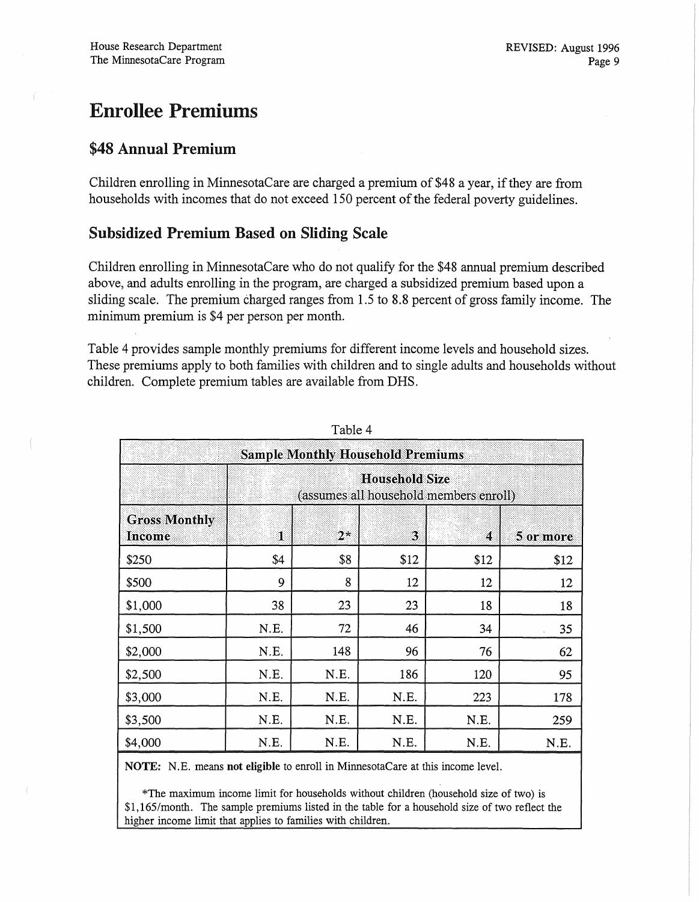# Enrollee Premiums

## $48 Annual Premium

Children enrolling in MinnesotaCare are charged a premium of $48 a year, if they are from households with incomes that do not exceed 150 percent of the federal poverty guidelines.

## Subsidized Premium Based on Sliding Scale

Children enrolling in MinnesotaCare who do not qualify for the $48 annual premium described above, and adults enrolling in the program, are charged a subsidized premium based upon a sliding scale. The premium charged ranges from 1.5 to 8.8 percent of gross family income. The minimum premium is $4 per person per month.

Table 4 provides sample monthly premiums for different income levels and household sizes. These premiums apply to both families with children and to single adults and households without children. Complete premium tables are available from DHS.

Table 4

| Sample Monthly Household Premiums | | | | | |
|---|---|---|---|---|---|
| | Household Size (assumes all household members enroll) | | | | |
| **Gross Monthly Income** | **1** | **2*** | **3** | **4** | **5 or more** |
| $250 | $4 | $8 | $12 | $12 | $12 |
| $500 | 9 | 8 | 12 | 12 | 12 |
| $1,000 | 38 | 23 | 23 | 18 | 18 |
| $1,500 | N.E. | 72 | 46 | 34 | 35 |
| $2,000 | N.E. | 148 | 96 | 76 | 62 |
| $2,500 | N.E. | N.E. | 186 | 120 | 95 |
| $3,000 | N.E. | N.E. | N.E. | 223 | 178 |
| $3,500 | N.E. | N.E. | N.E. | N.E. | 259 |
| $4,000 | N.E. | N.E. | N.E. | N.E. | N.E. |

**NOTE:** N.E. means **not eligible** to enroll in MinnesotaCare at this income level.

*The maximum income limit for households without children (household size of two) is $1,165/month. The sample premiums listed in the table for a household size of two reflect the higher income limit that applies to families with children.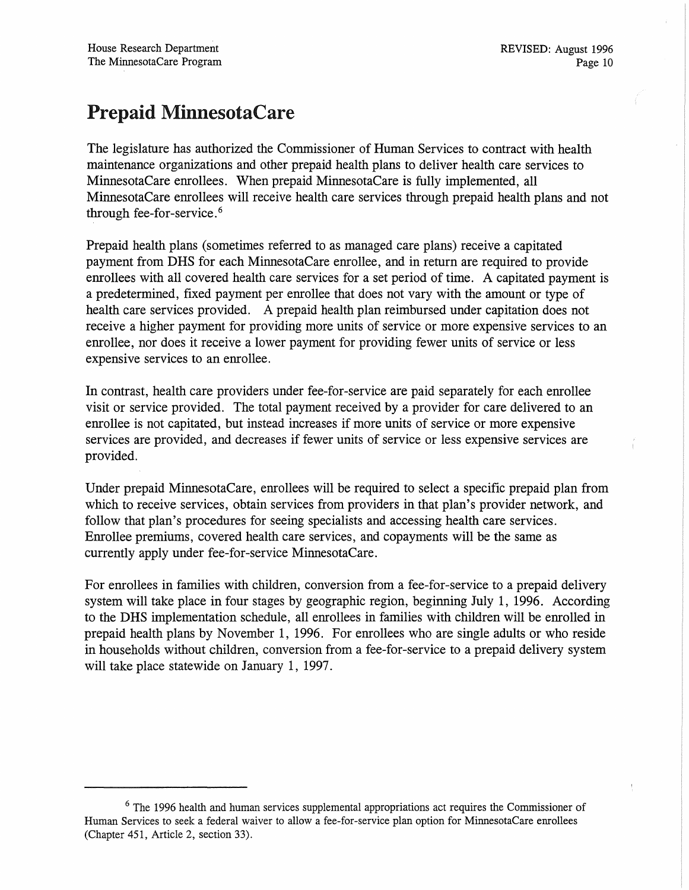# Prepaid MinnesotaCare

The legislature has authorized the Commissioner of Human Services to contract with health maintenance organizations and other prepaid health plans to deliver health care services to MinnesotaCare enrollees. When prepaid MinnesotaCare is fully implemented, all MinnesotaCare enrollees will receive health care services through prepaid health plans and not through fee-for-service.[6]

Prepaid health plans (sometimes referred to as managed care plans) receive a capitated payment from DHS for each MinnesotaCare enrollee, and in return are required to provide enrollees with all covered health care services for a set period of time. A capitated payment is a predetermined, fixed payment per enrollee that does not vary with the amount or type of health care services provided. A prepaid health plan reimbursed under capitation does not receive a higher payment for providing more units of service or more expensive services to an enrollee, nor does it receive a lower payment for providing fewer units of service or less expensive services to an enrollee.

In contrast, health care providers under fee-for-service are paid separately for each enrollee visit or service provided. The total payment received by a provider for care delivered to an enrollee is not capitated, but instead increases if more units of service or more expensive services are provided, and decreases if fewer units of service or less expensive services are provided.

Under prepaid MinnesotaCare, enrollees will be required to select a specific prepaid plan from which to receive services, obtain services from providers in that plan's provider network, and follow that plan's procedures for seeing specialists and accessing health care services. Enrollee premiums, covered health care services, and copayments will be the same as currently apply under fee-for-service MinnesotaCare.

For enrollees in families with children, conversion from a fee-for-service to a prepaid delivery system will take place in four stages by geographic region, beginning July 1, 1996. According to the DHS implementation schedule, all enrollees in families with children will be enrolled in prepaid health plans by November 1, 1996. For enrollees who are single adults or who reside in households without children, conversion from a fee-for-service to a prepaid delivery system will take place statewide on January 1, 1997.

---

[6] The 1996 health and human services supplemental appropriations act requires the Commissioner of Human Services to seek a federal waiver to allow a fee-for-service plan option for MinnesotaCare enrollees (Chapter 451, Article 2, section 33).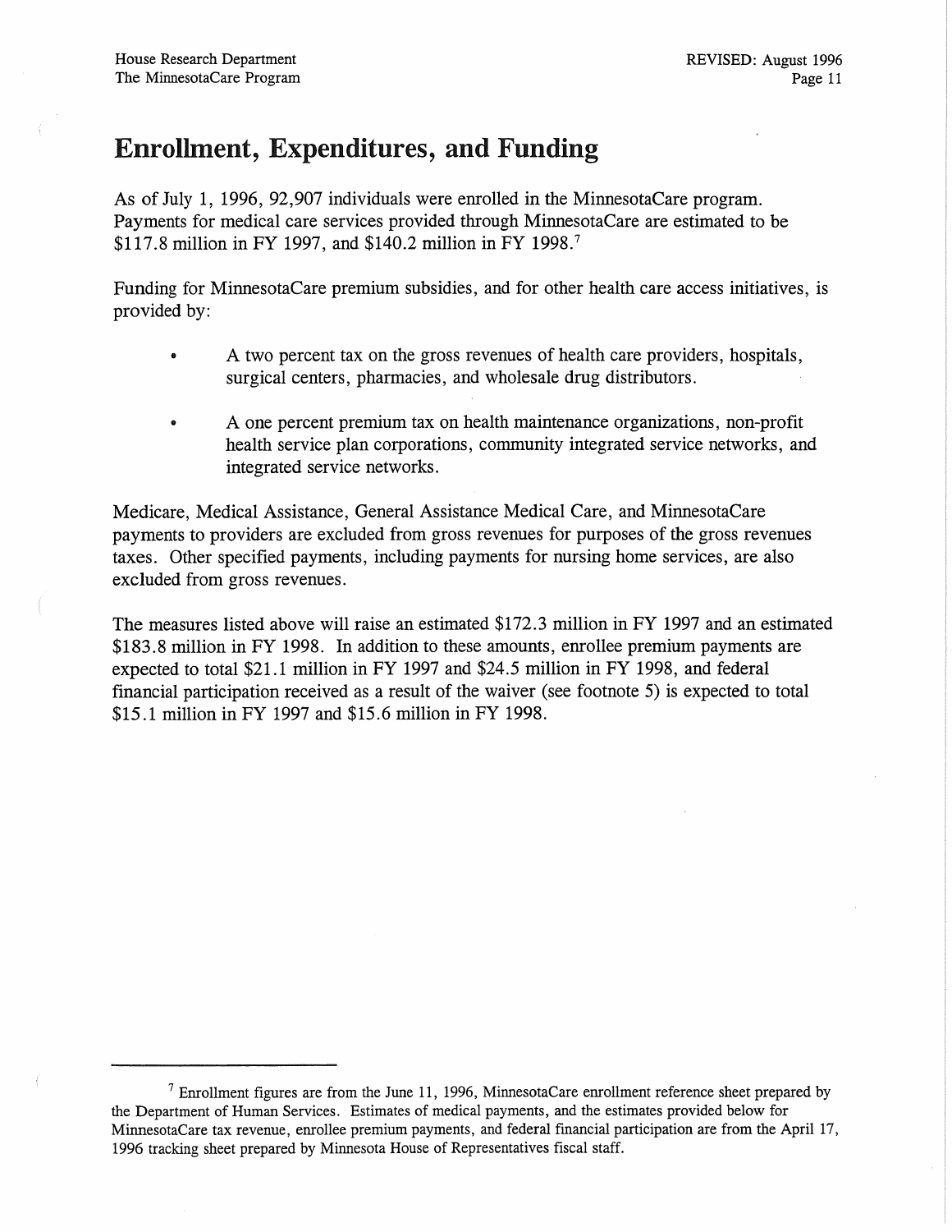# Enrollment, Expenditures, and Funding

As of July 1, 1996, 92,907 individuals were enrolled in the MinnesotaCare program. Payments for medical care services provided through MinnesotaCare are estimated to be $117.8 million in FY 1997, and $140.2 million in FY 1998.[7]

Funding for MinnesotaCare premium subsidies, and for other health care access initiatives, is provided by:

- A two percent tax on the gross revenues of health care providers, hospitals, surgical centers, pharmacies, and wholesale drug distributors.
- A one percent premium tax on health maintenance organizations, non-profit health service plan corporations, community integrated service networks, and integrated service networks.

Medicare, Medical Assistance, General Assistance Medical Care, and MinnesotaCare payments to providers are excluded from gross revenues for purposes of the gross revenues taxes. Other specified payments, including payments for nursing home services, are also excluded from gross revenues.

The measures listed above will raise an estimated $172.3 million in FY 1997 and an estimated $183.8 million in FY 1998. In addition to these amounts, enrollee premium payments are expected to total $21.1 million in FY 1997 and $24.5 million in FY 1998, and federal financial participation received as a result of the waiver (see footnote 5) is expected to total $15.1 million in FY 1997 and $15.6 million in FY 1998.

---

[7] Enrollment figures are from the June 11, 1996, MinnesotaCare enrollment reference sheet prepared by the Department of Human Services. Estimates of medical payments, and the estimates provided below for MinnesotaCare tax revenue, enrollee premium payments, and federal financial participation are from the April 17, 1996 tracking sheet prepared by Minnesota House of Representatives fiscal staff.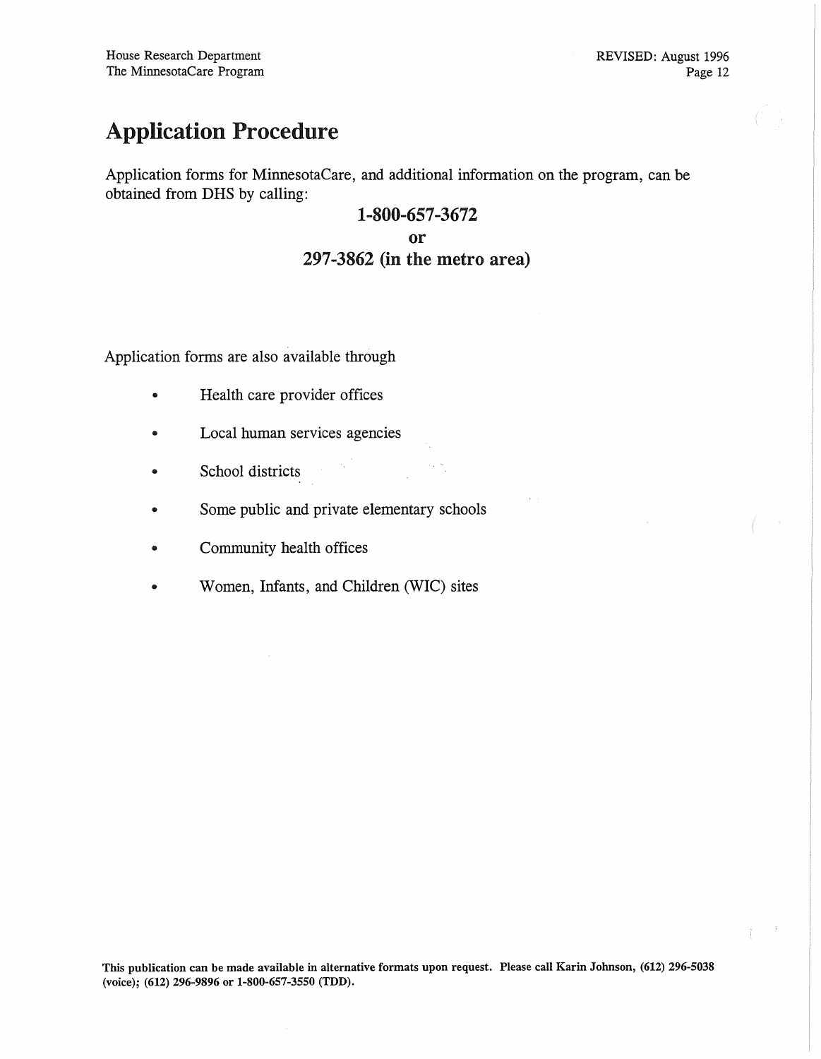# Application Procedure

Application forms for MinnesotaCare, and additional information on the program, can be obtained from DHS by calling:

**1-800-657-3672**

**or**

**297-3862 (in the metro area)**

Application forms are also available through

- Health care provider offices
- Local human services agencies
- School districts
- Some public and private elementary schools
- Community health offices
- Women, Infants, and Children (WIC) sites

**This publication can be made available in alternative formats upon request. Please call Karin Johnson, (612) 296-5038 (voice); (612) 296-9896 or 1-800-657-3550 (TDD).**